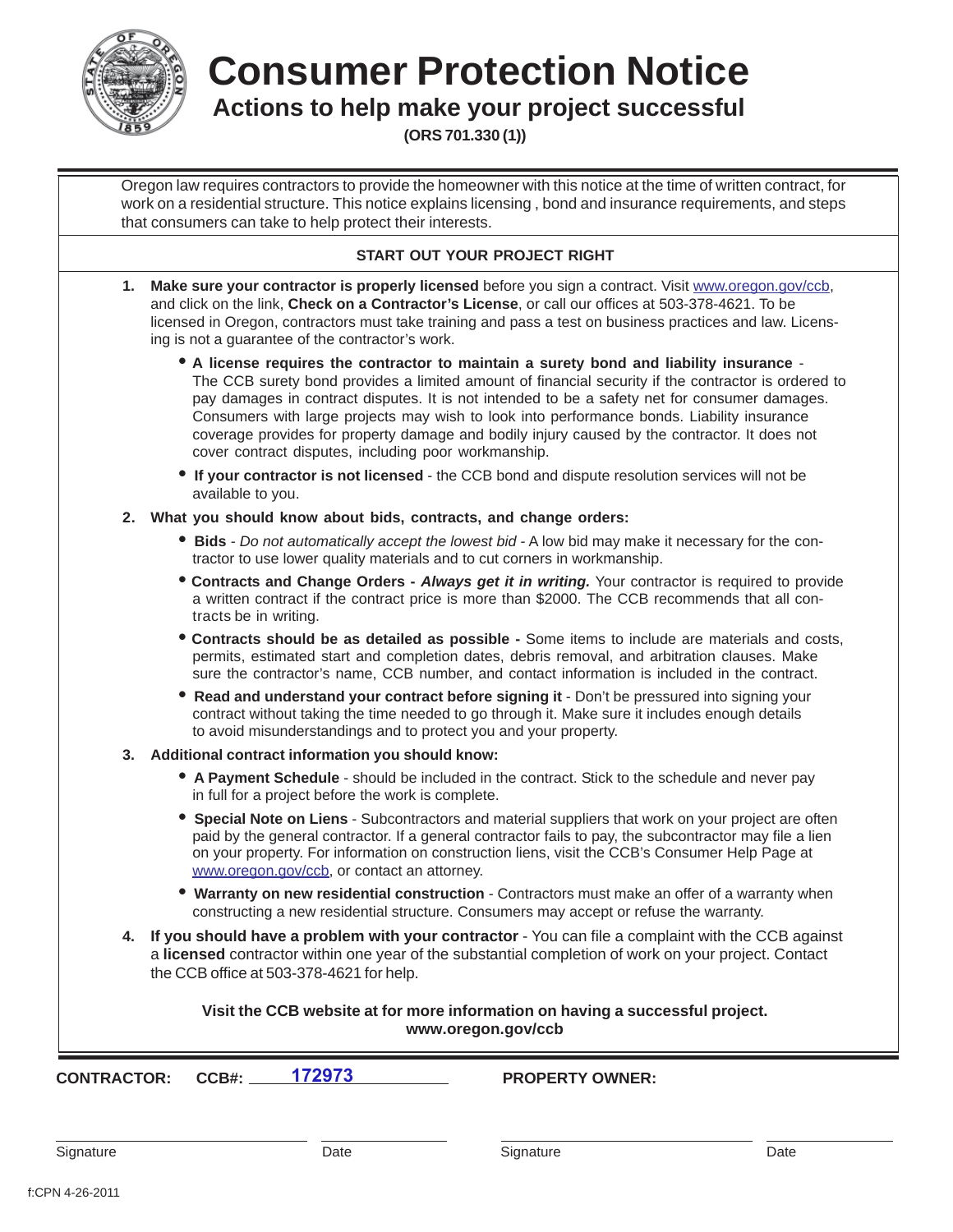# Consumer Protection Notice

## Actions to help make your project successful

**(ORS 701.330 (1))**

Oregon law requires contractors to provide the homeowner with this notice at the time of written contract, for work on a residential structure. This notice explains licensing , bond and insurance requirements, and steps that consumers can take to help protect their interests.

**START OUT YOUR PROJECT RIGHT**

1. **Make sure your contractor is properly licensed** before you sign a contract. Visit www.oregon.gov/ccb, and click on the link, **Check on a Contractor's License**, or call our offices at 503-378-4621. To be licensed in Oregon, contractors must take training and pass a test on business practices and law. Licensing is not a guarantee of the contractor's work.
   - **A license requires the contractor to maintain a surety bond and liability insurance** - The CCB surety bond provides a limited amount of financial security if the contractor is ordered to pay damages in contract disputes. It is not intended to be a safety net for consumer damages. Consumers with large projects may wish to look into performance bonds. Liability insurance coverage provides for property damage and bodily injury caused by the contractor. It does not cover contract disputes, including poor workmanship.
   - **If your contractor is not licensed** - the CCB bond and dispute resolution services will not be available to you.
2. **What you should know about bids, contracts, and change orders:**
   - **Bids** - *Do not automatically accept the lowest bid* - A low bid may make it necessary for the contractor to use lower quality materials and to cut corners in workmanship.
   - **Contracts and Change Orders -** ***Always get it in writing.*** Your contractor is required to provide a written contract if the contract price is more than $2000. The CCB recommends that all contracts be in writing.
   - **Contracts should be as detailed as possible -** Some items to include are materials and costs, permits, estimated start and completion dates, debris removal, and arbitration clauses. Make sure the contractor's name, CCB number, and contact information is included in the contract.
   - **Read and understand your contract before signing it** - Don't be pressured into signing your contract without taking the time needed to go through it. Make sure it includes enough details to avoid misunderstandings and to protect you and your property.
3. **Additional contract information you should know:**
   - **A Payment Schedule** - should be included in the contract. Stick to the schedule and never pay in full for a project before the work is complete.
   - **Special Note on Liens** - Subcontractors and material suppliers that work on your project are often paid by the general contractor. If a general contractor fails to pay, the subcontractor may file a lien on your property. For information on construction liens, visit the CCB's Consumer Help Page at www.oregon.gov/ccb, or contact an attorney.
   - **Warranty on new residential construction** - Contractors must make an offer of a warranty when constructing a new residential structure. Consumers may accept or refuse the warranty.
4. **If you should have a problem with your contractor** - You can file a complaint with the CCB against a **licensed** contractor within one year of the substantial completion of work on your project. Contact the CCB office at 503-378-4621 for help.

**Visit the CCB website at for more information on having a successful project.**
**www.oregon.gov/ccb**

**CONTRACTOR:** **CCB#:** 172973

**PROPERTY OWNER:**

Signature ______________ Date ______________

Signature ______________ Date ______________

f:CPN 4-26-2011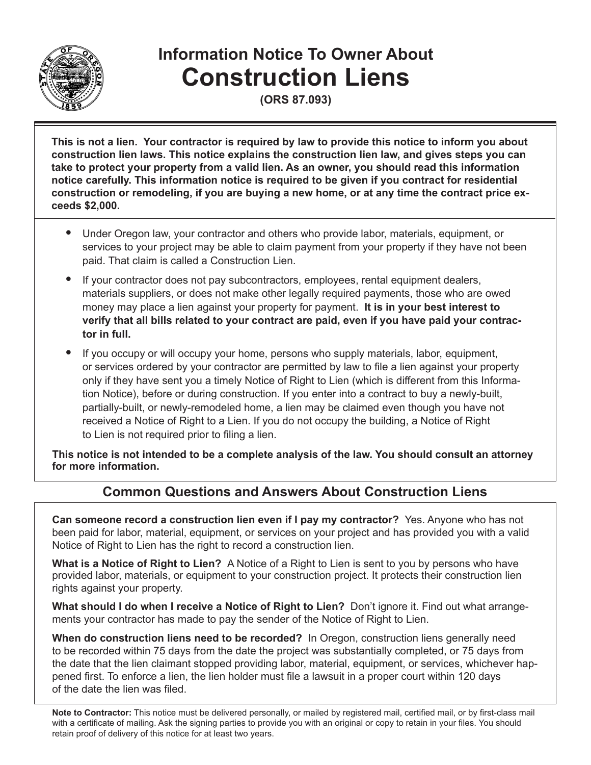# Information Notice To Owner About Construction Liens

**(ORS 87.093)**

**This is not a lien. Your contractor is required by law to provide this notice to inform you about construction lien laws. This notice explains the construction lien law, and gives steps you can take to protect your property from a valid lien. As an owner, you should read this information notice carefully. This information notice is required to be given if you contract for residential construction or remodeling, if you are buying a new home, or at any time the contract price exceeds $2,000.**

- Under Oregon law, your contractor and others who provide labor, materials, equipment, or services to your project may be able to claim payment from your property if they have not been paid. That claim is called a Construction Lien.
- If your contractor does not pay subcontractors, employees, rental equipment dealers, materials suppliers, or does not make other legally required payments, those who are owed money may place a lien against your property for payment. **It is in your best interest to verify that all bills related to your contract are paid, even if you have paid your contractor in full.**
- If you occupy or will occupy your home, persons who supply materials, labor, equipment, or services ordered by your contractor are permitted by law to file a lien against your property only if they have sent you a timely Notice of Right to Lien (which is different from this Information Notice), before or during construction. If you enter into a contract to buy a newly-built, partially-built, or newly-remodeled home, a lien may be claimed even though you have not received a Notice of Right to a Lien. If you do not occupy the building, a Notice of Right to Lien is not required prior to filing a lien.

**This notice is not intended to be a complete analysis of the law. You should consult an attorney for more information.**

## Common Questions and Answers About Construction Liens

**Can someone record a construction lien even if I pay my contractor?** Yes. Anyone who has not been paid for labor, material, equipment, or services on your project and has provided you with a valid Notice of Right to Lien has the right to record a construction lien.

**What is a Notice of Right to Lien?** A Notice of a Right to Lien is sent to you by persons who have provided labor, materials, or equipment to your construction project. It protects their construction lien rights against your property.

**What should I do when I receive a Notice of Right to Lien?** Don't ignore it. Find out what arrangements your contractor has made to pay the sender of the Notice of Right to Lien.

**When do construction liens need to be recorded?** In Oregon, construction liens generally need to be recorded within 75 days from the date the project was substantially completed, or 75 days from the date that the lien claimant stopped providing labor, material, equipment, or services, whichever happened first. To enforce a lien, the lien holder must file a lawsuit in a proper court within 120 days of the date the lien was filed.

**Note to Contractor:** This notice must be delivered personally, or mailed by registered mail, certified mail, or by first-class mail with a certificate of mailing. Ask the signing parties to provide you with an original or copy to retain in your files. You should retain proof of delivery of this notice for at least two years.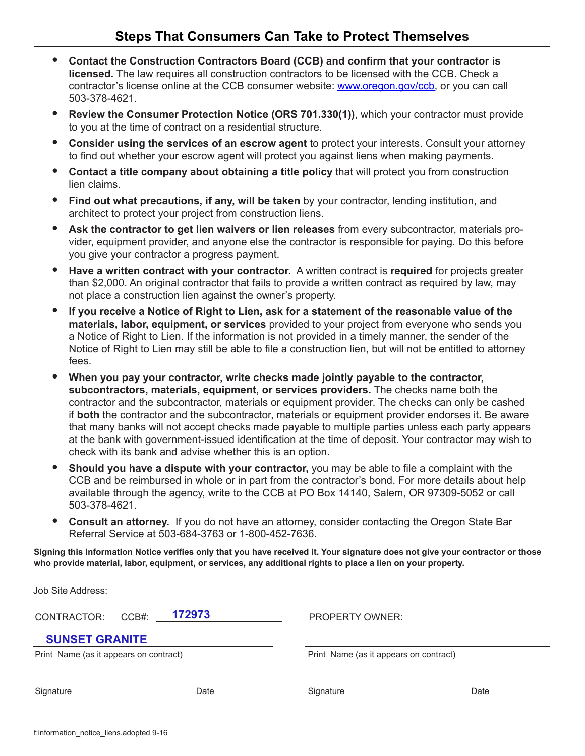## Steps That Consumers Can Take to Protect Themselves

- **Contact the Construction Contractors Board (CCB) and confirm that your contractor is licensed.** The law requires all construction contractors to be licensed with the CCB. Check a contractor's license online at the CCB consumer website: www.oregon.gov/ccb, or you can call 503-378-4621.
- **Review the Consumer Protection Notice (ORS 701.330(1))**, which your contractor must provide to you at the time of contract on a residential structure.
- **Consider using the services of an escrow agent** to protect your interests. Consult your attorney to find out whether your escrow agent will protect you against liens when making payments.
- **Contact a title company about obtaining a title policy** that will protect you from construction lien claims.
- **Find out what precautions, if any, will be taken** by your contractor, lending institution, and architect to protect your project from construction liens.
- **Ask the contractor to get lien waivers or lien releases** from every subcontractor, materials provider, equipment provider, and anyone else the contractor is responsible for paying. Do this before you give your contractor a progress payment.
- **Have a written contract with your contractor.** A written contract is **required** for projects greater than $2,000. An original contractor that fails to provide a written contract as required by law, may not place a construction lien against the owner's property.
- **If you receive a Notice of Right to Lien, ask for a statement of the reasonable value of the materials, labor, equipment, or services** provided to your project from everyone who sends you a Notice of Right to Lien. If the information is not provided in a timely manner, the sender of the Notice of Right to Lien may still be able to file a construction lien, but will not be entitled to attorney fees.
- **When you pay your contractor, write checks made jointly payable to the contractor, subcontractors, materials, equipment, or services providers.** The checks name both the contractor and the subcontractor, materials or equipment provider. The checks can only be cashed if **both** the contractor and the subcontractor, materials or equipment provider endorses it. Be aware that many banks will not accept checks made payable to multiple parties unless each party appears at the bank with government-issued identification at the time of deposit. Your contractor may wish to check with its bank and advise whether this is an option.
- **Should you have a dispute with your contractor,** you may be able to file a complaint with the CCB and be reimbursed in whole or in part from the contractor's bond. For more details about help available through the agency, write to the CCB at PO Box 14140, Salem, OR 97309-5052 or call 503-378-4621.
- **Consult an attorney.** If you do not have an attorney, consider contacting the Oregon State Bar Referral Service at 503-684-3763 or 1-800-452-7636.

**Signing this Information Notice verifies only that you have received it. Your signature does not give your contractor or those who provide material, labor, equipment, or services, any additional rights to place a lien on your property.**

Job Site Address: ____________________

CONTRACTOR: CCB#: 172973

SUNSET GRANITE
Print Name (as it appears on contract)

Signature ____________ Date ____________

PROPERTY OWNER: ____________________

____________________
Print Name (as it appears on contract)

Signature ____________ Date ____________

f:information_notice_liens.adopted 9-16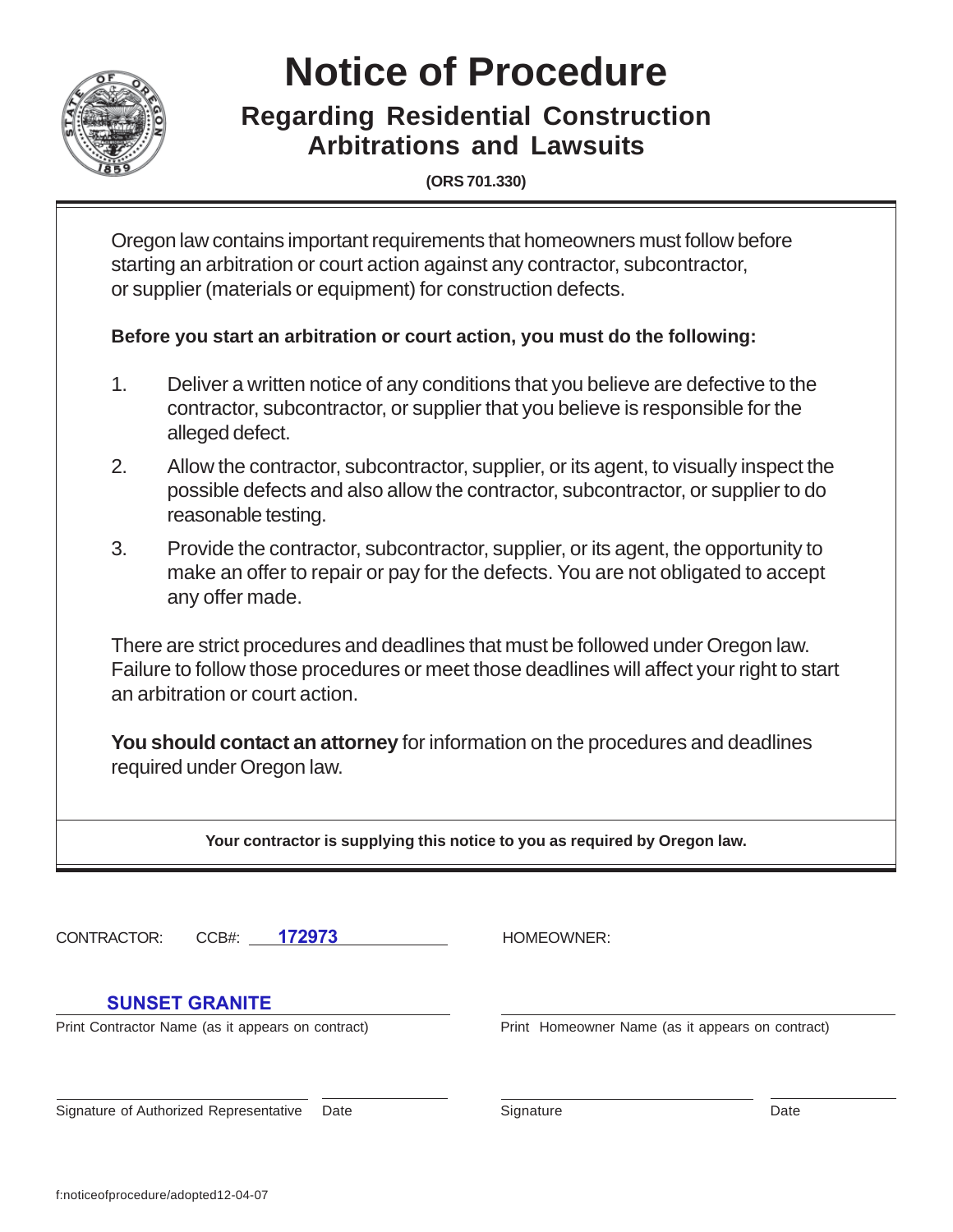# Notice of Procedure

## Regarding Residential Construction Arbitrations and Lawsuits

**(ORS 701.330)**

Oregon law contains important requirements that homeowners must follow before starting an arbitration or court action against any contractor, subcontractor, or supplier (materials or equipment) for construction defects.

**Before you start an arbitration or court action, you must do the following:**

1. Deliver a written notice of any conditions that you believe are defective to the contractor, subcontractor, or supplier that you believe is responsible for the alleged defect.
2. Allow the contractor, subcontractor, supplier, or its agent, to visually inspect the possible defects and also allow the contractor, subcontractor, or supplier to do reasonable testing.
3. Provide the contractor, subcontractor, supplier, or its agent, the opportunity to make an offer to repair or pay for the defects. You are not obligated to accept any offer made.

There are strict procedures and deadlines that must be followed under Oregon law. Failure to follow those procedures or meet those deadlines will affect your right to start an arbitration or court action.

**You should contact an attorney** for information on the procedures and deadlines required under Oregon law.

**Your contractor is supplying this notice to you as required by Oregon law.**

CONTRACTOR: CCB#: 172973

HOMEOWNER:

SUNSET GRANITE

Print Contractor Name (as it appears on contract)

Print Homeowner Name (as it appears on contract)

Signature of Authorized Representative Date

Signature Date

f:noticeofprocedure/adopted12-04-07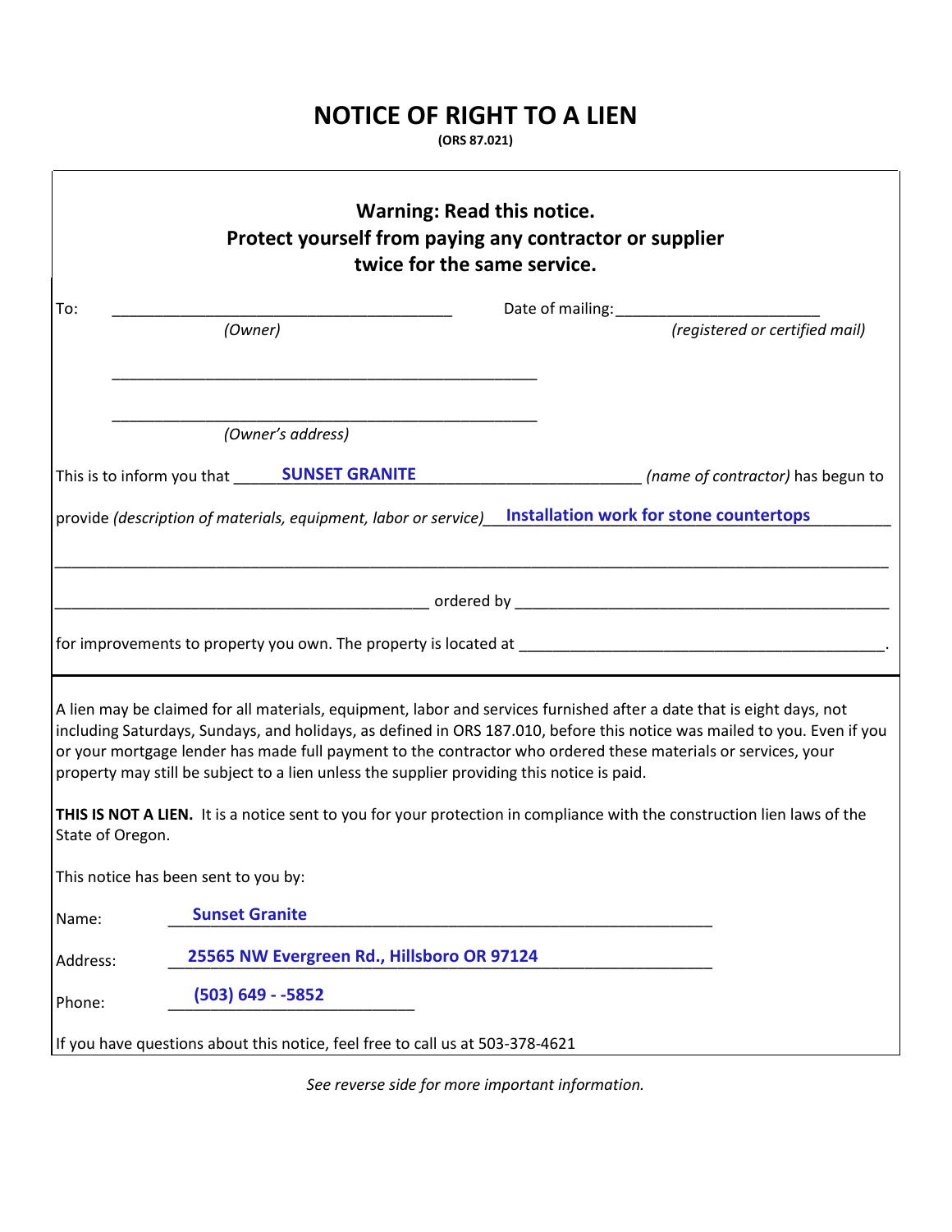# NOTICE OF RIGHT TO A LIEN

**(ORS 87.021)**

## Warning: Read this notice.
## Protect yourself from paying any contractor or supplier twice for the same service.

To: ________________________________________ Date of mailing: ________________________
*(Owner)* *(registered or certified mail)*

__________________________________________________

__________________________________________________
*(Owner's address)*

This is to inform you that **SUNSET GRANITE** *(name of contractor)* has begun to provide *(description of materials, equipment, labor or service)* **Installation work for stone countertops**

__________________________________________________

__________________________________________ ordered by __________________________________________

for improvements to property you own. The property is located at __________________________________________.

A lien may be claimed for all materials, equipment, labor and services furnished after a date that is eight days, not including Saturdays, Sundays, and holidays, as defined in ORS 187.010, before this notice was mailed to you. Even if you or your mortgage lender has made full payment to the contractor who ordered these materials or services, your property may still be subject to a lien unless the supplier providing this notice is paid.

**THIS IS NOT A LIEN.** It is a notice sent to you for your protection in compliance with the construction lien laws of the State of Oregon.

This notice has been sent to you by:

Name: **Sunset Granite**

Address: **25565 NW Evergreen Rd., Hillsboro OR 97124**

Phone: **(503) 649 - -5852**

If you have questions about this notice, feel free to call us at 503-378-4621

*See reverse side for more important information.*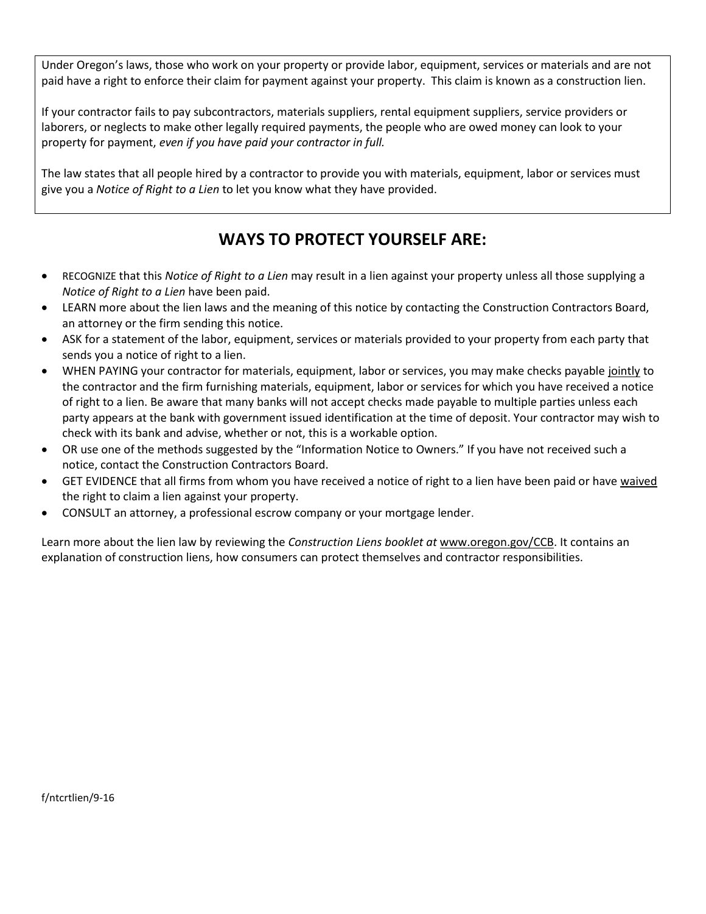Under Oregon's laws, those who work on your property or provide labor, equipment, services or materials and are not paid have a right to enforce their claim for payment against your property. This claim is known as a construction lien.

If your contractor fails to pay subcontractors, materials suppliers, rental equipment suppliers, service providers or laborers, or neglects to make other legally required payments, the people who are owed money can look to your property for payment, *even if you have paid your contractor in full.*

The law states that all people hired by a contractor to provide you with materials, equipment, labor or services must give you a *Notice of Right to a Lien* to let you know what they have provided.

## WAYS TO PROTECT YOURSELF ARE:

- RECOGNIZE that this *Notice of Right to a Lien* may result in a lien against your property unless all those supplying a *Notice of Right to a Lien* have been paid.
- LEARN more about the lien laws and the meaning of this notice by contacting the Construction Contractors Board, an attorney or the firm sending this notice.
- ASK for a statement of the labor, equipment, services or materials provided to your property from each party that sends you a notice of right to a lien.
- WHEN PAYING your contractor for materials, equipment, labor or services, you may make checks payable jointly to the contractor and the firm furnishing materials, equipment, labor or services for which you have received a notice of right to a lien. Be aware that many banks will not accept checks made payable to multiple parties unless each party appears at the bank with government issued identification at the time of deposit. Your contractor may wish to check with its bank and advise, whether or not, this is a workable option.
- OR use one of the methods suggested by the "Information Notice to Owners." If you have not received such a notice, contact the Construction Contractors Board.
- GET EVIDENCE that all firms from whom you have received a notice of right to a lien have been paid or have waived the right to claim a lien against your property.
- CONSULT an attorney, a professional escrow company or your mortgage lender.

Learn more about the lien law by reviewing the *Construction Liens booklet at* www.oregon.gov/CCB. It contains an explanation of construction liens, how consumers can protect themselves and contractor responsibilities.

f/ntcrtlien/9-16